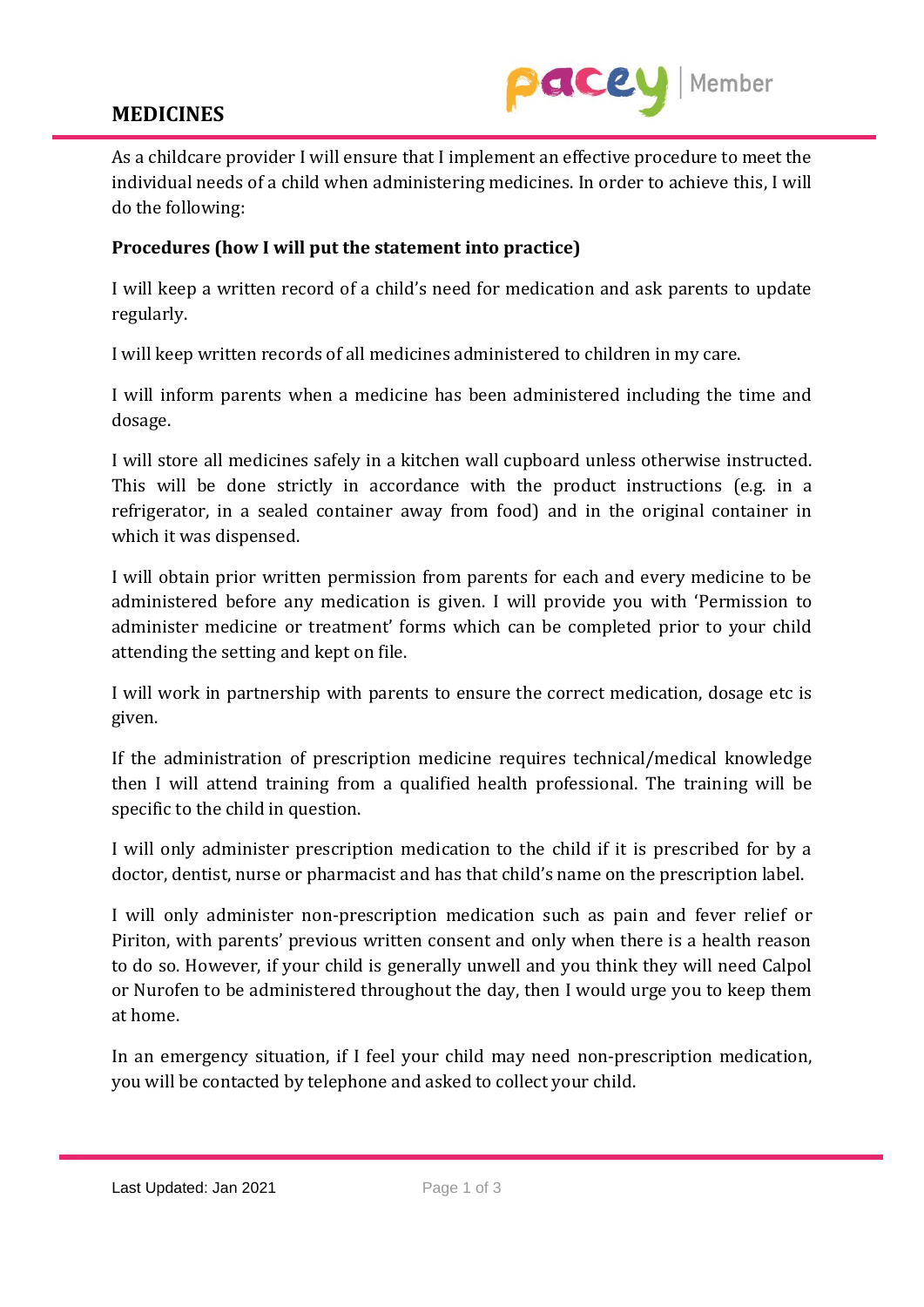# MEDICINES

As a childcare provider I will ensure that I implement an effective procedure to meet the individual needs of a child when administering medicines. In order to achieve this, I will do the following:

**Procedures (how I will put the statement into practice)**

I will keep a written record of a child's need for medication and ask parents to update regularly.

I will keep written records of all medicines administered to children in my care.

I will inform parents when a medicine has been administered including the time and dosage.

I will store all medicines safely in a kitchen wall cupboard unless otherwise instructed. This will be done strictly in accordance with the product instructions (e.g. in a refrigerator, in a sealed container away from food) and in the original container in which it was dispensed.

I will obtain prior written permission from parents for each and every medicine to be administered before any medication is given. I will provide you with 'Permission to administer medicine or treatment' forms which can be completed prior to your child attending the setting and kept on file.

I will work in partnership with parents to ensure the correct medication, dosage etc is given.

If the administration of prescription medicine requires technical/medical knowledge then I will attend training from a qualified health professional. The training will be specific to the child in question.

I will only administer prescription medication to the child if it is prescribed for by a doctor, dentist, nurse or pharmacist and has that child's name on the prescription label.

I will only administer non-prescription medication such as pain and fever relief or Piriton, with parents' previous written consent and only when there is a health reason to do so. However, if your child is generally unwell and you think they will need Calpol or Nurofen to be administered throughout the day, then I would urge you to keep them at home.

In an emergency situation, if I feel your child may need non-prescription medication, you will be contacted by telephone and asked to collect your child.

Last Updated: Jan 2021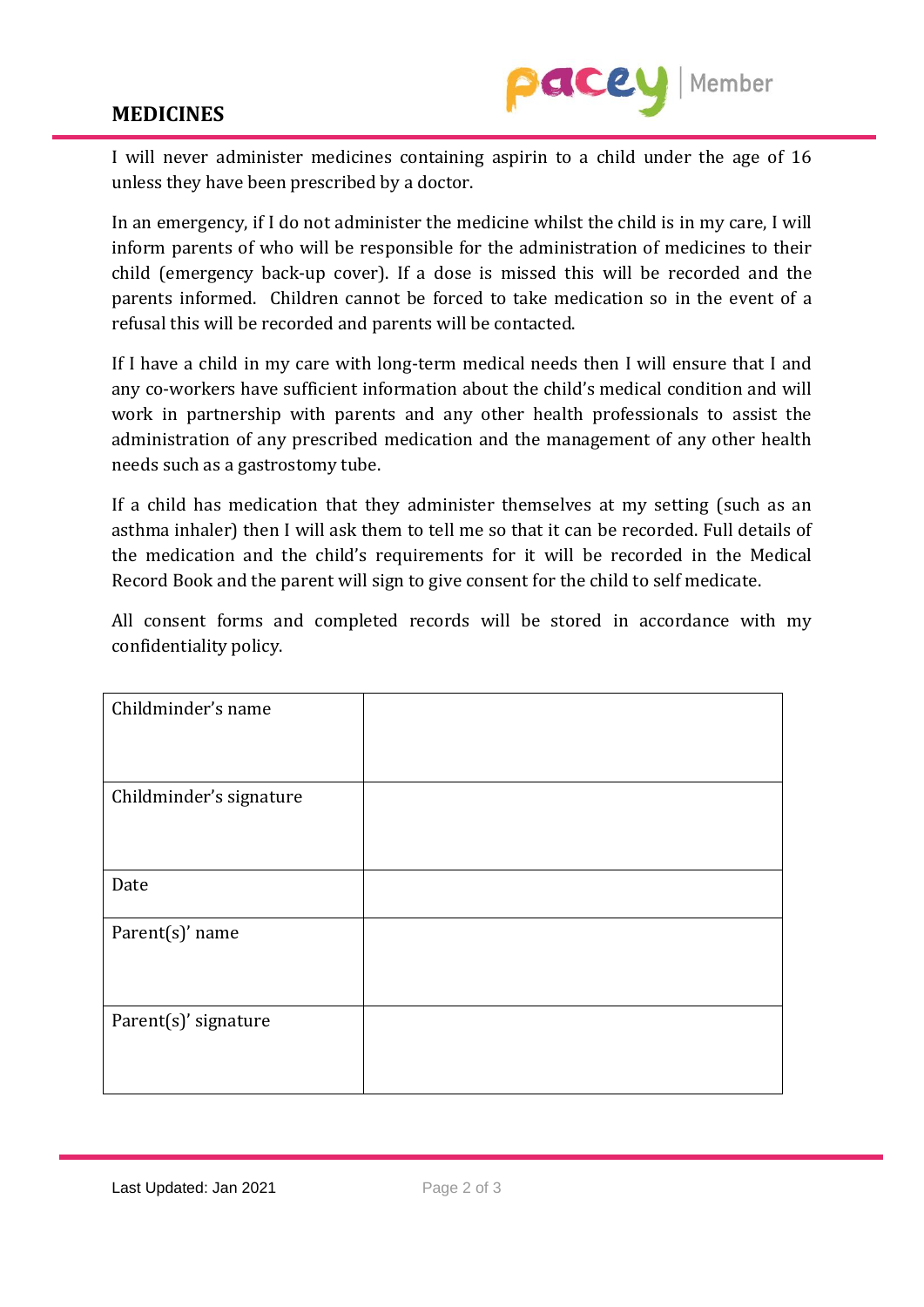I will never administer medicines containing aspirin to a child under the age of 16 unless they have been prescribed by a doctor.

In an emergency, if I do not administer the medicine whilst the child is in my care, I will inform parents of who will be responsible for the administration of medicines to their child (emergency back-up cover). If a dose is missed this will be recorded and the parents informed. Children cannot be forced to take medication so in the event of a refusal this will be recorded and parents will be contacted.

If I have a child in my care with long-term medical needs then I will ensure that I and any co-workers have sufficient information about the child's medical condition and will work in partnership with parents and any other health professionals to assist the administration of any prescribed medication and the management of any other health needs such as a gastrostomy tube.

If a child has medication that they administer themselves at my setting (such as an asthma inhaler) then I will ask them to tell me so that it can be recorded. Full details of the medication and the child's requirements for it will be recorded in the Medical Record Book and the parent will sign to give consent for the child to self medicate.

All consent forms and completed records will be stored in accordance with my confidentiality policy.

| | |
|---|---|
| Childminder's name | |
| Childminder's signature | |
| Date | |
| Parent(s)' name | |
| Parent(s)' signature | |

Last Updated: Jan 2021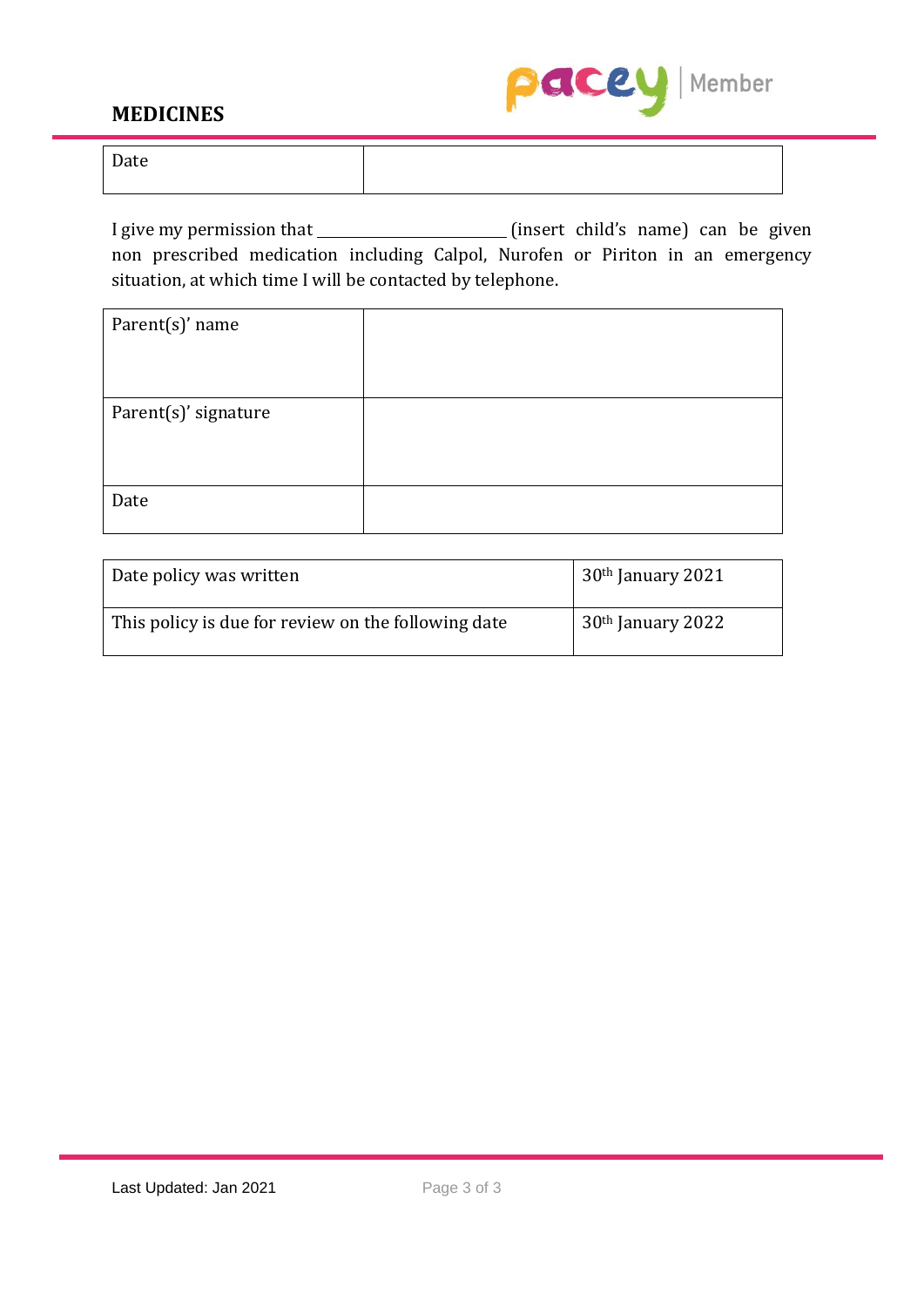| | |
|---|---|
| Date | |

I give my permission that ______________________ (insert child's name) can be given non prescribed medication including Calpol, Nurofen or Piriton in an emergency situation, at which time I will be contacted by telephone.

| | |
|---|---|
| Parent(s)' name | |
| Parent(s)' signature | |
| Date | |

| | |
|---|---|
| Date policy was written | 30th January 2021 |
| This policy is due for review on the following date | 30th January 2022 |